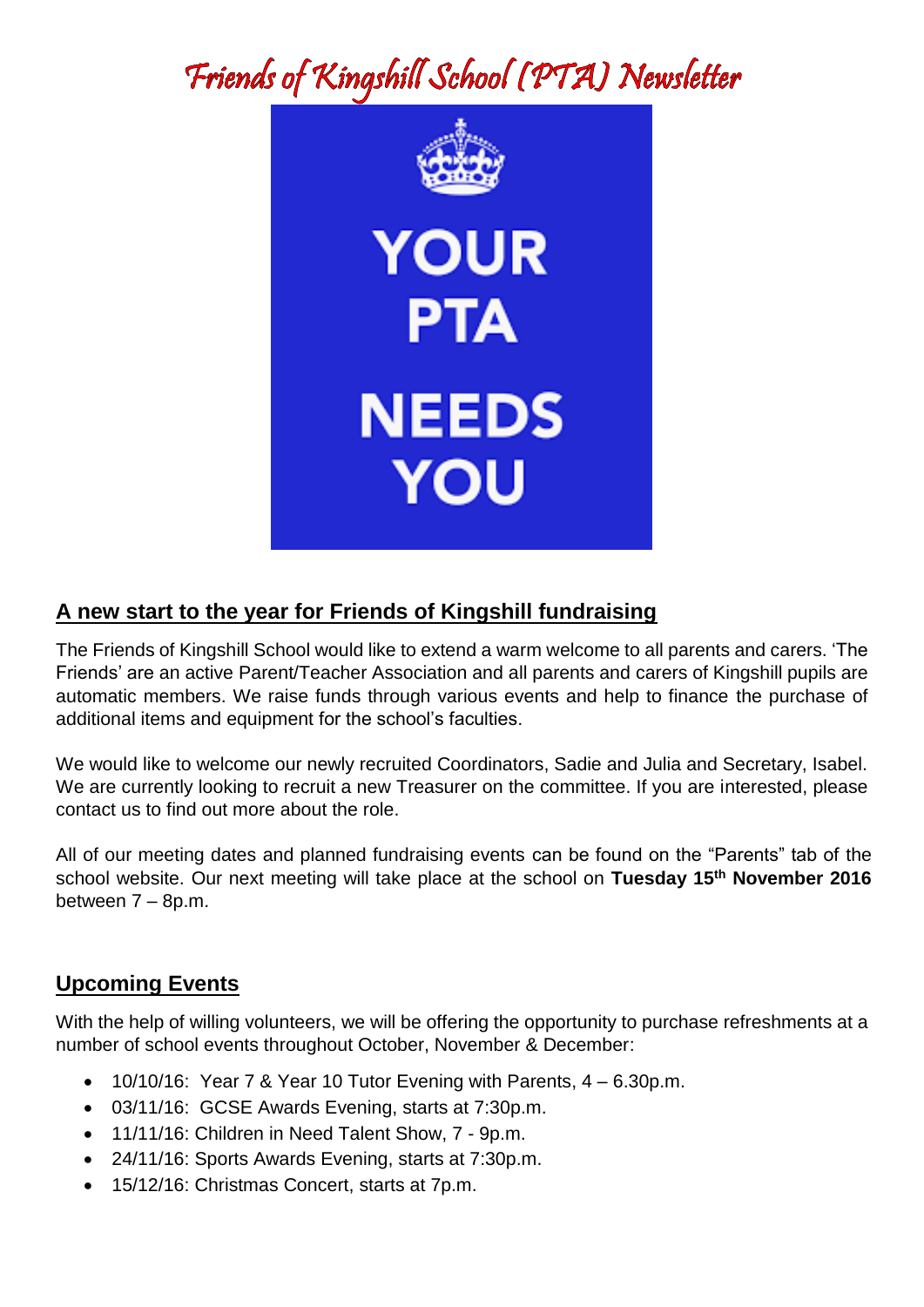# Friends of Kingshill School (PTA) Newsletter

YOUR
PTA
NEEDS
YOU

## A new start to the year for Friends of Kingshill fundraising

The Friends of Kingshill School would like to extend a warm welcome to all parents and carers. 'The Friends' are an active Parent/Teacher Association and all parents and carers of Kingshill pupils are automatic members. We raise funds through various events and help to finance the purchase of additional items and equipment for the school's faculties.

We would like to welcome our newly recruited Coordinators, Sadie and Julia and Secretary, Isabel. We are currently looking to recruit a new Treasurer on the committee. If you are interested, please contact us to find out more about the role.

All of our meeting dates and planned fundraising events can be found on the "Parents" tab of the school website. Our next meeting will take place at the school on **Tuesday 15th November 2016** between 7 – 8p.m.

## Upcoming Events

With the help of willing volunteers, we will be offering the opportunity to purchase refreshments at a number of school events throughout October, November & December:

- 10/10/16: Year 7 & Year 10 Tutor Evening with Parents, 4 – 6.30p.m.
- 03/11/16: GCSE Awards Evening, starts at 7:30p.m.
- 11/11/16: Children in Need Talent Show, 7 - 9p.m.
- 24/11/16: Sports Awards Evening, starts at 7:30p.m.
- 15/12/16: Christmas Concert, starts at 7p.m.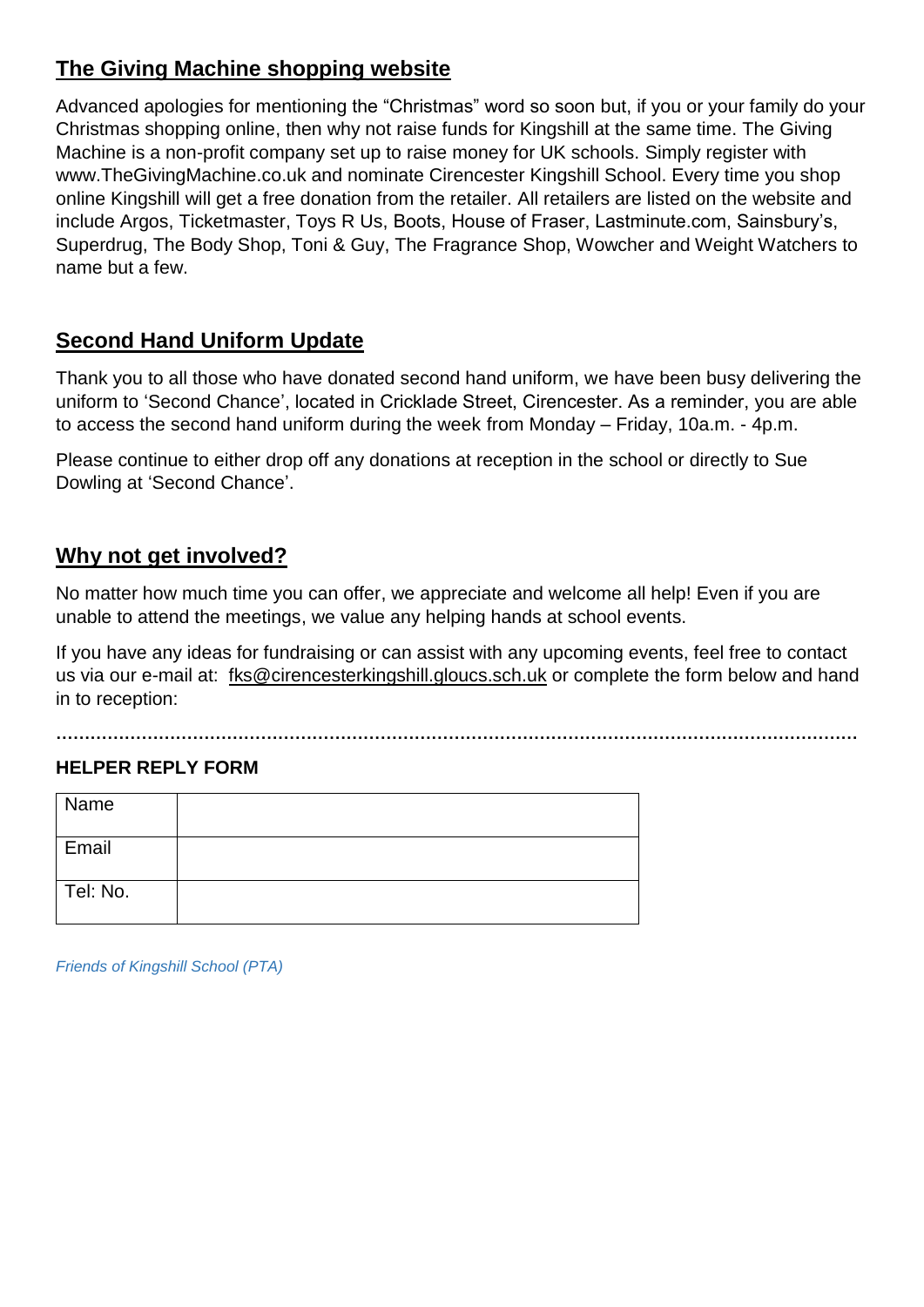## The Giving Machine shopping website

Advanced apologies for mentioning the "Christmas" word so soon but, if you or your family do your Christmas shopping online, then why not raise funds for Kingshill at the same time. The Giving Machine is a non-profit company set up to raise money for UK schools. Simply register with www.TheGivingMachine.co.uk and nominate Cirencester Kingshill School. Every time you shop online Kingshill will get a free donation from the retailer. All retailers are listed on the website and include Argos, Ticketmaster, Toys R Us, Boots, House of Fraser, Lastminute.com, Sainsbury's, Superdrug, The Body Shop, Toni & Guy, The Fragrance Shop, Wowcher and Weight Watchers to name but a few.

## Second Hand Uniform Update

Thank you to all those who have donated second hand uniform, we have been busy delivering the uniform to 'Second Chance', located in Cricklade Street, Cirencester. As a reminder, you are able to access the second hand uniform during the week from Monday – Friday, 10a.m. - 4p.m.

Please continue to either drop off any donations at reception in the school or directly to Sue Dowling at 'Second Chance'.

## Why not get involved?

No matter how much time you can offer, we appreciate and welcome all help! Even if you are unable to attend the meetings, we value any helping hands at school events.

If you have any ideas for fundraising or can assist with any upcoming events, feel free to contact us via our e-mail at: fks@cirencesterkingshill.gloucs.sch.uk or complete the form below and hand in to reception:

.......................................................................................................................................

**HELPER REPLY FORM**

| | |
|---|---|
| Name | |
| Email | |
| Tel: No. | |

*Friends of Kingshill School (PTA)*